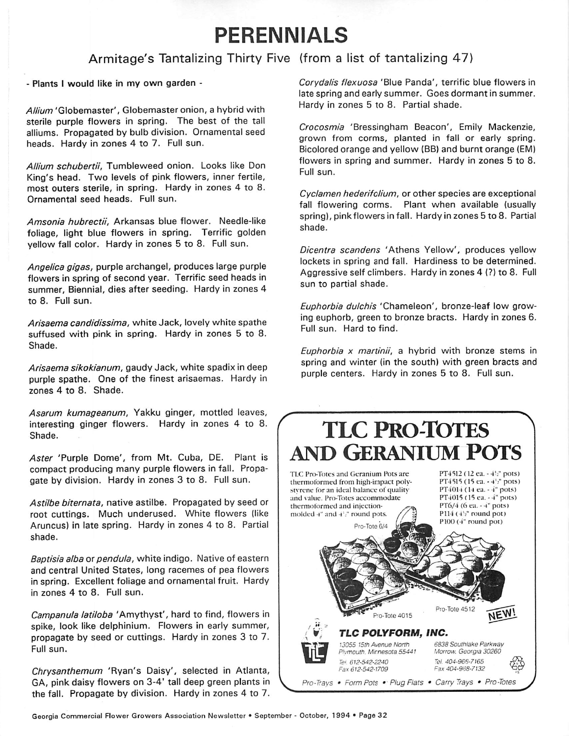# PERENNIALS

## Armitage's Tantalizing Thirty Five (from a list of tantalizing 47)

**- Plants I would like in my own garden -**

*Allium* 'Globemaster', Globemaster onion, a hybrid with sterile purple flowers in spring. The best of the tall alliums. Propagated by bulb division. Ornamental seed heads. Hardy in zones 4 to 7. Full sun.

*Allium schubertii*, Tumbleweed onion. Looks like Don King's head. Two levels of pink flowers, inner fertile, most outers sterile, in spring. Hardy in zones 4 to 8. Ornamental seed heads. Full sun.

*Amsonia hubrectii*, Arkansas blue flower. Needle-like foliage, light blue flowers in spring. Terrific golden yellow fall color. Hardy in zones 5 to 8. Full sun.

*Angelica gigas*, purple archangel, produces large purple flowers in spring of second year. Terrific seed heads in summer, Biennial, dies after seeding. Hardy in zones 4 to 8. Full sun.

*Arisaema candidissima*, white Jack, lovely white spathe suffused with pink in spring. Hardy in zones 5 to 8. Shade.

*Arisaema sikokianum*, gaudy Jack, white spadix in deep purple spathe. One of the finest arisaemas. Hardy in zones 4 to 8. Shade.

*Asarum kumageanum*, Yakku ginger, mottled leaves, interesting ginger flowers. Hardy in zones 4 to 8. Shade.

*Aster* 'Purple Dome', from Mt. Cuba, DE. Plant is compact producing many purple flowers in fall. Propagate by division. Hardy in zones 3 to 8. Full sun.

*Astilbe biternata*, native astilbe. Propagated by seed or root cuttings. Much underused. White flowers (like Aruncus) in late spring. Hardy in zones 4 to 8. Partial shade.

*Baptisia alba* or *pendula*, white indigo. Native of eastern and central United States, long racemes of pea flowers in spring. Excellent foliage and ornamental fruit. Hardy in zones 4 to 8. Full sun.

*Campanula latiloba* 'Amythyst', hard to find, flowers in spike, look like delphinium. Flowers in early summer, propagate by seed or cuttings. Hardy in zones 3 to 7. Full sun.

*Chrysanthemum* 'Ryan's Daisy', selected in Atlanta, GA, pink daisy flowers on 3-4' tall deep green plants in the fall. Propagate by division. Hardy in zones 4 to 7.

*Corydalis flexuosa* 'Blue Panda', terrific blue flowers in late spring and early summer. Goes dormant in summer. Hardy in zones 5 to 8. Partial shade.

*Crocosmia* 'Bressingham Beacon', Emily Mackenzie, grown from corms, planted in fall or early spring. Bicolored orange and yellow (BB) and burnt orange (EM) flowers in spring and summer. Hardy in zones 5 to 8. Full sun.

*Cyclamen hederifolium*, or other species are exceptional fall flowering corms. Plant when available (usually spring), pink flowers in fall. Hardy in zones 5 to 8. Partial shade.

*Dicentra scandens* 'Athens Yellow', produces yellow lockets in spring and fall. Hardiness to be determined. Aggressive self climbers. Hardy in zones 4 (?) to 8. Full sun to partial shade.

*Euphorbia dulchis* 'Chameleon', bronze-leaf low growing euphorb, green to bronze bracts. Hardy in zones 6. Full sun. Hard to find.

*Euphorbia x martinii*, a hybrid with bronze stems in spring and winter (in the south) with green bracts and purple centers. Hardy in zones 5 to 8. Full sun.

---

## TLC PRO-TOTES AND GERANIUM POTS

TLC Pro-Totes and Geranium Pots are thermoformed from high-impact polystyrene for an ideal balance of quality and value. Pro-Totes accommodate thermoformed and injection-molded 4" and 4½" round pots.

- PT4512 (12 ea. - 4½" pots)
- PT4515 (15 ea. - 4½" pots)
- PT4014 (14 ea. - 4" pots)
- PT4015 (15 ea. - 4" pots)
- PT6/4 (6 ea. - 4" pots)
- P114 (4½" round pot)
- P100 (4" round pot)

Pro-Tote 6/4 · Pro-Tote 4015 · Pro-Tote 4512 NEW!

**TLC POLYFORM, INC.**

13055 15th Avenue North, Plymouth, Minnesota 55441 — Tel. 612-542-2240, Fax 612-542-1709

6838 Southlake Parkway, Morrow, Georgia 30260 — Tel. 404-968-7165, Fax 404-968-7132

*Pro-Trays • Form Pots • Plug Flats • Carry Trays • Pro-Totes*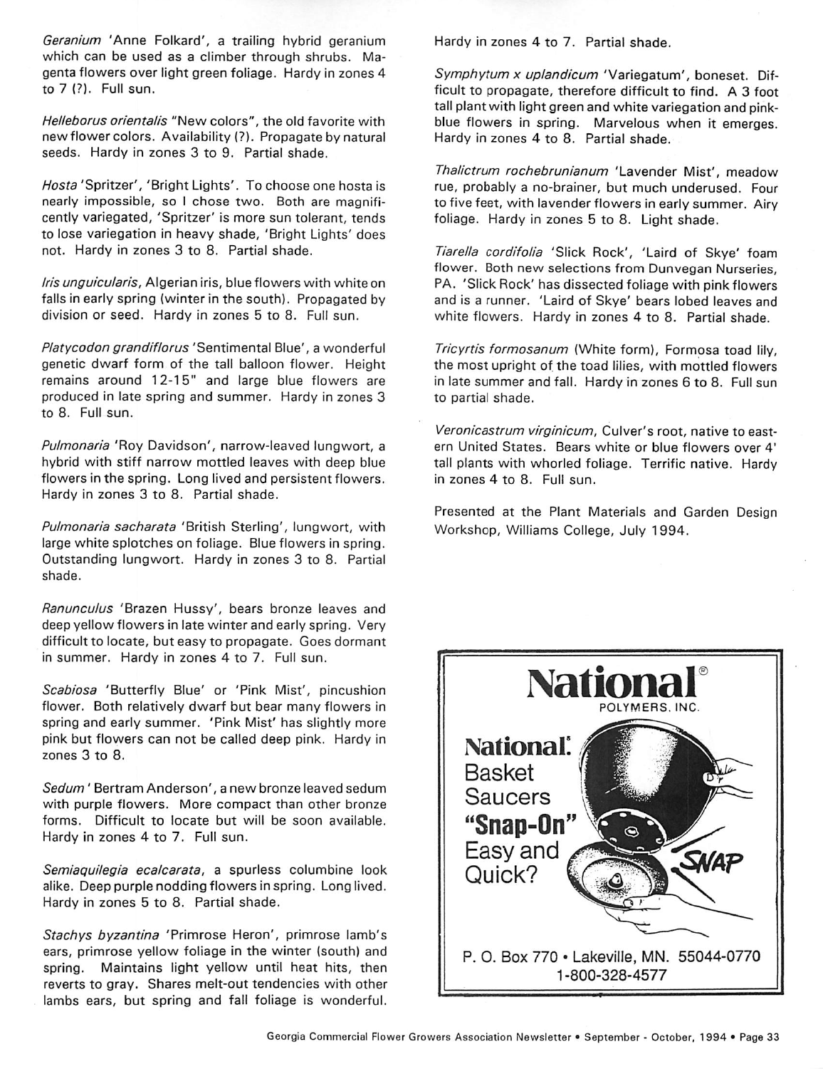*Geranium* 'Anne Folkard', a trailing hybrid geranium which can be used as a climber through shrubs. Magenta flowers over light green foliage. Hardy in zones 4 to 7 (?). Full sun.

*Helleborus orientalis* "New colors", the old favorite with new flower colors. Availability (?). Propagate by natural seeds. Hardy in zones 3 to 9. Partial shade.

*Hosta* 'Spritzer', 'Bright Lights'. To choose one hosta is nearly impossible, so I chose two. Both are magnificently variegated, 'Spritzer' is more sun tolerant, tends to lose variegation in heavy shade, 'Bright Lights' does not. Hardy in zones 3 to 8. Partial shade.

*Iris unguicularis*, Algerian iris, blue flowers with white on falls in early spring (winter in the south). Propagated by division or seed. Hardy in zones 5 to 8. Full sun.

*Platycodon grandiflorus* 'Sentimental Blue', a wonderful genetic dwarf form of the tall balloon flower. Height remains around 12-15" and large blue flowers are produced in late spring and summer. Hardy in zones 3 to 8. Full sun.

*Pulmonaria* 'Roy Davidson', narrow-leaved lungwort, a hybrid with stiff narrow mottled leaves with deep blue flowers in the spring. Long lived and persistent flowers. Hardy in zones 3 to 8. Partial shade.

*Pulmonaria sacharata* 'British Sterling', lungwort, with large white splotches on foliage. Blue flowers in spring. Outstanding lungwort. Hardy in zones 3 to 8. Partial shade.

*Ranunculus* 'Brazen Hussy', bears bronze leaves and deep yellow flowers in late winter and early spring. Very difficult to locate, but easy to propagate. Goes dormant in summer. Hardy in zones 4 to 7. Full sun.

*Scabiosa* 'Butterfly Blue' or 'Pink Mist', pincushion flower. Both relatively dwarf but bear many flowers in spring and early summer. 'Pink Mist' has slightly more pink but flowers can not be called deep pink. Hardy in zones 3 to 8.

*Sedum* ' Bertram Anderson', a new bronze leaved sedum with purple flowers. More compact than other bronze forms. Difficult to locate but will be soon available. Hardy in zones 4 to 7. Full sun.

*Semiaquilegia ecalcarata*, a spurless columbine look alike. Deep purple nodding flowers in spring. Long lived. Hardy in zones 5 to 8. Partial shade.

*Stachys byzantina* 'Primrose Heron', primrose lamb's ears, primrose yellow foliage in the winter (south) and spring. Maintains light yellow until heat hits, then reverts to gray. Shares melt-out tendencies with other lambs ears, but spring and fall foliage is wonderful. Hardy in zones 4 to 7. Partial shade.

*Symphytum x uplandicum* 'Variegatum', boneset. Difficult to propagate, therefore difficult to find. A 3 foot tall plant with light green and white variegation and pink-blue flowers in spring. Marvelous when it emerges. Hardy in zones 4 to 8. Partial shade.

*Thalictrum rochebrunianum* 'Lavender Mist', meadow rue, probably a no-brainer, but much underused. Four to five feet, with lavender flowers in early summer. Airy foliage. Hardy in zones 5 to 8. Light shade.

*Tiarella cordifolia* 'Slick Rock', 'Laird of Skye' foam flower. Both new selections from Dunvegan Nurseries, PA. 'Slick Rock' has dissected foliage with pink flowers and is a runner. 'Laird of Skye' bears lobed leaves and white flowers. Hardy in zones 4 to 8. Partial shade.

*Tricyrtis formosanum* (White form), Formosa toad lily, the most upright of the toad lilies, with mottled flowers in late summer and fall. Hardy in zones 6 to 8. Full sun to partial shade.

*Veronicastrum virginicum*, Culver's root, native to eastern United States. Bears white or blue flowers over 4' tall plants with whorled foliage. Terrific native. Hardy in zones 4 to 8. Full sun.

Presented at the Plant Materials and Garden Design Workshop, Williams College, July 1994.

**National®** POLYMERS, INC.

**National®** Basket Saucers **"Snap-On"** Easy and Quick?

SNAP

P. O. Box 770 • Lakeville, MN. 55044-0770
1-800-328-4577